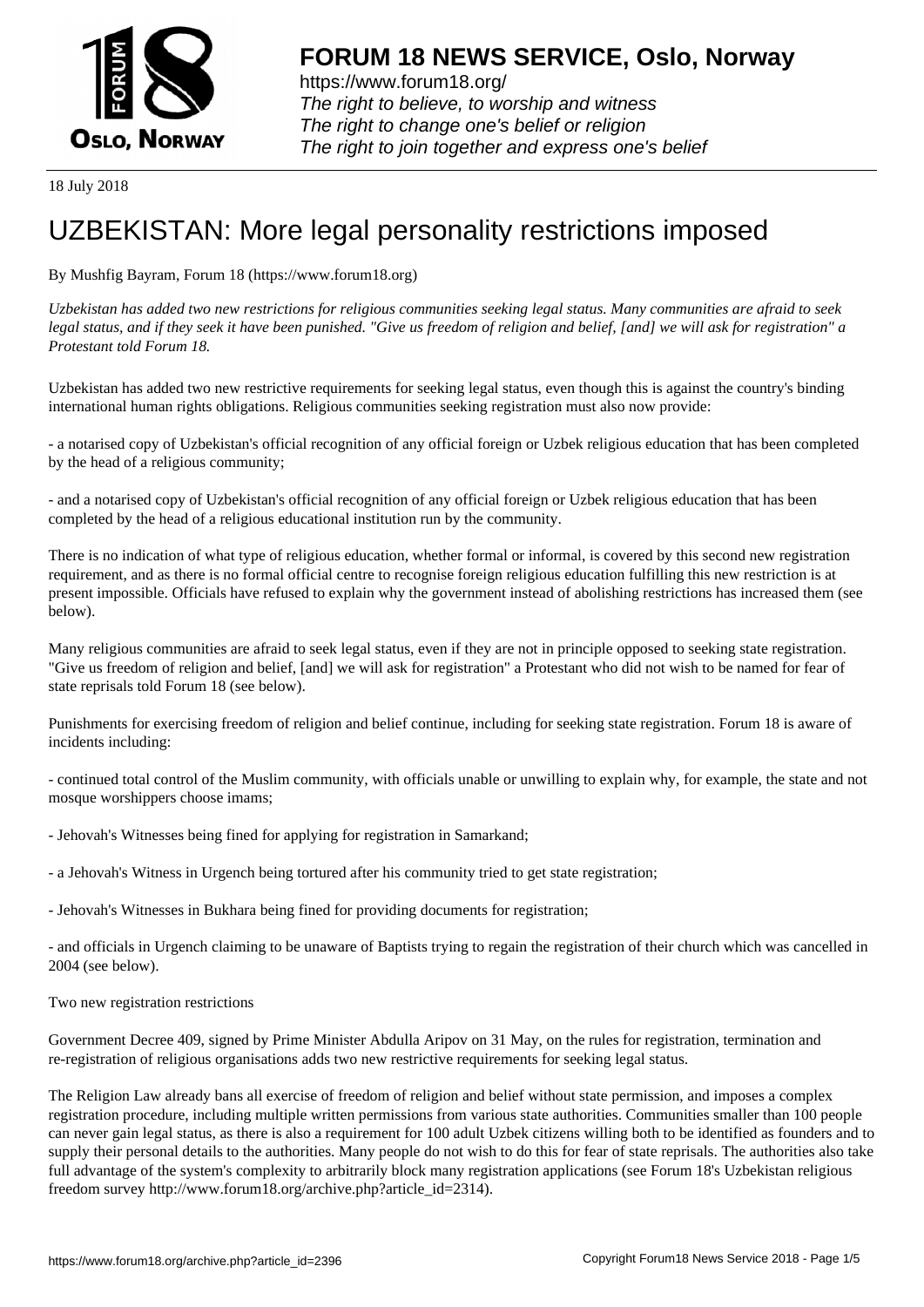# FORUM 18 NEWS SERVICE, Oslo, Norway

https://www.forum18.org/
*The right to believe, to worship and witness*
*The right to change one's belief or religion*
*The right to join together and express one's belief*

18 July 2018

# UZBEKISTAN: More legal personality restrictions imposed

By Mushfig Bayram, Forum 18 (https://www.forum18.org)

*Uzbekistan has added two new restrictions for religious communities seeking legal status. Many communities are afraid to seek legal status, and if they seek it have been punished. "Give us freedom of religion and belief, [and] we will ask for registration" a Protestant told Forum 18.*

Uzbekistan has added two new restrictive requirements for seeking legal status, even though this is against the country's binding international human rights obligations. Religious communities seeking registration must also now provide:

- a notarised copy of Uzbekistan's official recognition of any official foreign or Uzbek religious education that has been completed by the head of a religious community;

- and a notarised copy of Uzbekistan's official recognition of any official foreign or Uzbek religious education that has been completed by the head of a religious educational institution run by the community.

There is no indication of what type of religious education, whether formal or informal, is covered by this second new registration requirement, and as there is no formal official centre to recognise foreign religious education fulfilling this new restriction is at present impossible. Officials have refused to explain why the government instead of abolishing restrictions has increased them (see below).

Many religious communities are afraid to seek legal status, even if they are not in principle opposed to seeking state registration. "Give us freedom of religion and belief, [and] we will ask for registration" a Protestant who did not wish to be named for fear of state reprisals told Forum 18 (see below).

Punishments for exercising freedom of religion and belief continue, including for seeking state registration. Forum 18 is aware of incidents including:

- continued total control of the Muslim community, with officials unable or unwilling to explain why, for example, the state and not mosque worshippers choose imams;

- Jehovah's Witnesses being fined for applying for registration in Samarkand;

- a Jehovah's Witness in Urgench being tortured after his community tried to get state registration;

- Jehovah's Witnesses in Bukhara being fined for providing documents for registration;

- and officials in Urgench claiming to be unaware of Baptists trying to regain the registration of their church which was cancelled in 2004 (see below).

Two new registration restrictions

Government Decree 409, signed by Prime Minister Abdulla Aripov on 31 May, on the rules for registration, termination and re-registration of religious organisations adds two new restrictive requirements for seeking legal status.

The Religion Law already bans all exercise of freedom of religion and belief without state permission, and imposes a complex registration procedure, including multiple written permissions from various state authorities. Communities smaller than 100 people can never gain legal status, as there is also a requirement for 100 adult Uzbek citizens willing both to be identified as founders and to supply their personal details to the authorities. Many people do not wish to do this for fear of state reprisals. The authorities also take full advantage of the system's complexity to arbitrarily block many registration applications (see Forum 18's Uzbekistan religious freedom survey http://www.forum18.org/archive.php?article_id=2314).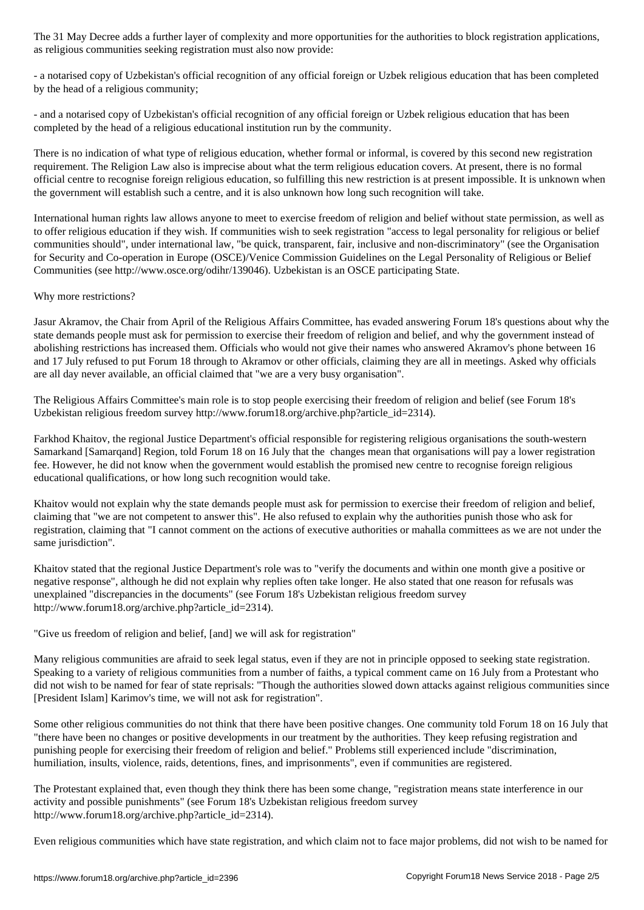The 31 May Decree adds a further layer of complexity and more opportunities for the authorities to block registration applications, as religious communities seeking registration must also now provide:

- a notarised copy of Uzbekistan's official recognition of any official foreign or Uzbek religious education that has been completed by the head of a religious community;

- and a notarised copy of Uzbekistan's official recognition of any official foreign or Uzbek religious education that has been completed by the head of a religious educational institution run by the community.

There is no indication of what type of religious education, whether formal or informal, is covered by this second new registration requirement. The Religion Law also is imprecise about what the term religious education covers. At present, there is no formal official centre to recognise foreign religious education, so fulfilling this new restriction is at present impossible. It is unknown when the government will establish such a centre, and it is also unknown how long such recognition will take.

International human rights law allows anyone to meet to exercise freedom of religion and belief without state permission, as well as to offer religious education if they wish. If communities wish to seek registration "access to legal personality for religious or belief communities should", under international law, "be quick, transparent, fair, inclusive and non-discriminatory" (see the Organisation for Security and Co-operation in Europe (OSCE)/Venice Commission Guidelines on the Legal Personality of Religious or Belief Communities (see http://www.osce.org/odihr/139046). Uzbekistan is an OSCE participating State.

Why more restrictions?

Jasur Akramov, the Chair from April of the Religious Affairs Committee, has evaded answering Forum 18's questions about why the state demands people must ask for permission to exercise their freedom of religion and belief, and why the government instead of abolishing restrictions has increased them. Officials who would not give their names who answered Akramov's phone between 16 and 17 July refused to put Forum 18 through to Akramov or other officials, claiming they are all in meetings. Asked why officials are all day never available, an official claimed that "we are a very busy organisation".

The Religious Affairs Committee's main role is to stop people exercising their freedom of religion and belief (see Forum 18's Uzbekistan religious freedom survey http://www.forum18.org/archive.php?article_id=2314).

Farkhod Khaitov, the regional Justice Department's official responsible for registering religious organisations the south-western Samarkand [Samarqand] Region, told Forum 18 on 16 July that the changes mean that organisations will pay a lower registration fee. However, he did not know when the government would establish the promised new centre to recognise foreign religious educational qualifications, or how long such recognition would take.

Khaitov would not explain why the state demands people must ask for permission to exercise their freedom of religion and belief, claiming that "we are not competent to answer this". He also refused to explain why the authorities punish those who ask for registration, claiming that "I cannot comment on the actions of executive authorities or mahalla committees as we are not under the same jurisdiction".

Khaitov stated that the regional Justice Department's role was to "verify the documents and within one month give a positive or negative response", although he did not explain why replies often take longer. He also stated that one reason for refusals was unexplained "discrepancies in the documents" (see Forum 18's Uzbekistan religious freedom survey http://www.forum18.org/archive.php?article_id=2314).

"Give us freedom of religion and belief, [and] we will ask for registration"

Many religious communities are afraid to seek legal status, even if they are not in principle opposed to seeking state registration. Speaking to a variety of religious communities from a number of faiths, a typical comment came on 16 July from a Protestant who did not wish to be named for fear of state reprisals: "Though the authorities slowed down attacks against religious communities since [President Islam] Karimov's time, we will not ask for registration".

Some other religious communities do not think that there have been positive changes. One community told Forum 18 on 16 July that "there have been no changes or positive developments in our treatment by the authorities. They keep refusing registration and punishing people for exercising their freedom of religion and belief." Problems still experienced include "discrimination, humiliation, insults, violence, raids, detentions, fines, and imprisonments", even if communities are registered.

The Protestant explained that, even though they think there has been some change, "registration means state interference in our activity and possible punishments" (see Forum 18's Uzbekistan religious freedom survey http://www.forum18.org/archive.php?article_id=2314).

Even religious communities which have state registration, and which claim not to face major problems, did not wish to be named for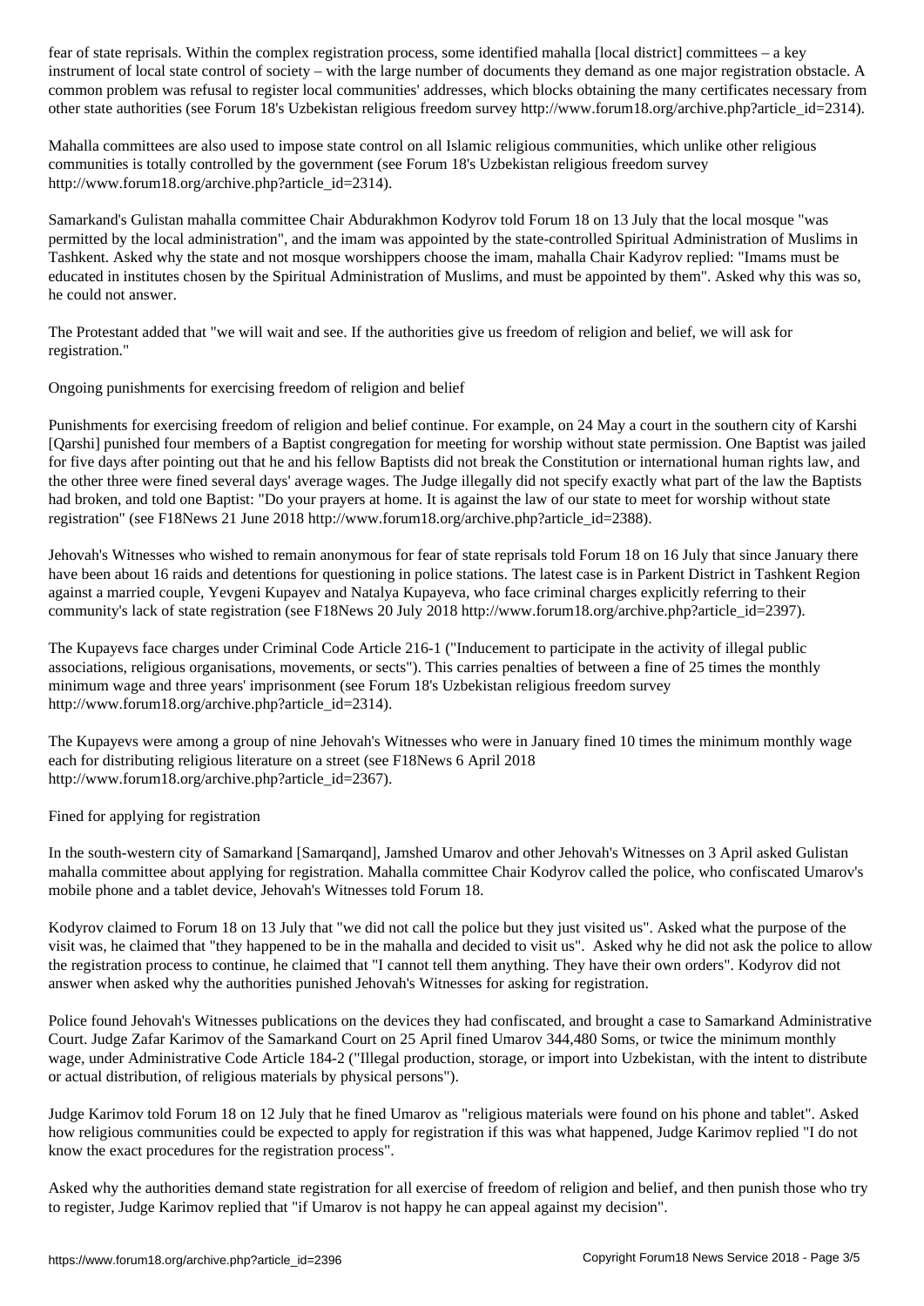fear of state reprisals. Within the complex registration process, some identified mahalla [local district] committees – a key instrument of local state control of society – with the large number of documents they demand as one major registration obstacle. A common problem was refusal to register local communities' addresses, which blocks obtaining the many certificates necessary from other state authorities (see Forum 18's Uzbekistan religious freedom survey http://www.forum18.org/archive.php?article_id=2314).

Mahalla committees are also used to impose state control on all Islamic religious communities, which unlike other religious communities is totally controlled by the government (see Forum 18's Uzbekistan religious freedom survey http://www.forum18.org/archive.php?article_id=2314).

Samarkand's Gulistan mahalla committee Chair Abdurakhmon Kodyrov told Forum 18 on 13 July that the local mosque "was permitted by the local administration", and the imam was appointed by the state-controlled Spiritual Administration of Muslims in Tashkent. Asked why the state and not mosque worshippers choose the imam, mahalla Chair Kadyrov replied: "Imams must be educated in institutes chosen by the Spiritual Administration of Muslims, and must be appointed by them". Asked why this was so, he could not answer.

The Protestant added that "we will wait and see. If the authorities give us freedom of religion and belief, we will ask for registration."

## Ongoing punishments for exercising freedom of religion and belief

Punishments for exercising freedom of religion and belief continue. For example, on 24 May a court in the southern city of Karshi [Qarshi] punished four members of a Baptist congregation for meeting for worship without state permission. One Baptist was jailed for five days after pointing out that he and his fellow Baptists did not break the Constitution or international human rights law, and the other three were fined several days' average wages. The Judge illegally did not specify exactly what part of the law the Baptists had broken, and told one Baptist: "Do your prayers at home. It is against the law of our state to meet for worship without state registration" (see F18News 21 June 2018 http://www.forum18.org/archive.php?article_id=2388).

Jehovah's Witnesses who wished to remain anonymous for fear of state reprisals told Forum 18 on 16 July that since January there have been about 16 raids and detentions for questioning in police stations. The latest case is in Parkent District in Tashkent Region against a married couple, Yevgeni Kupayev and Natalya Kupayeva, who face criminal charges explicitly referring to their community's lack of state registration (see F18News 20 July 2018 http://www.forum18.org/archive.php?article_id=2397).

The Kupayevs face charges under Criminal Code Article 216-1 ("Inducement to participate in the activity of illegal public associations, religious organisations, movements, or sects"). This carries penalties of between a fine of 25 times the monthly minimum wage and three years' imprisonment (see Forum 18's Uzbekistan religious freedom survey http://www.forum18.org/archive.php?article_id=2314).

The Kupayevs were among a group of nine Jehovah's Witnesses who were in January fined 10 times the minimum monthly wage each for distributing religious literature on a street (see F18News 6 April 2018 http://www.forum18.org/archive.php?article_id=2367).

## Fined for applying for registration

In the south-western city of Samarkand [Samarqand], Jamshed Umarov and other Jehovah's Witnesses on 3 April asked Gulistan mahalla committee about applying for registration. Mahalla committee Chair Kodyrov called the police, who confiscated Umarov's mobile phone and a tablet device, Jehovah's Witnesses told Forum 18.

Kodyrov claimed to Forum 18 on 13 July that "we did not call the police but they just visited us". Asked what the purpose of the visit was, he claimed that "they happened to be in the mahalla and decided to visit us". Asked why he did not ask the police to allow the registration process to continue, he claimed that "I cannot tell them anything. They have their own orders". Kodyrov did not answer when asked why the authorities punished Jehovah's Witnesses for asking for registration.

Police found Jehovah's Witnesses publications on the devices they had confiscated, and brought a case to Samarkand Administrative Court. Judge Zafar Karimov of the Samarkand Court on 25 April fined Umarov 344,480 Soms, or twice the minimum monthly wage, under Administrative Code Article 184-2 ("Illegal production, storage, or import into Uzbekistan, with the intent to distribute or actual distribution, of religious materials by physical persons").

Judge Karimov told Forum 18 on 12 July that he fined Umarov as "religious materials were found on his phone and tablet". Asked how religious communities could be expected to apply for registration if this was what happened, Judge Karimov replied "I do not know the exact procedures for the registration process".

Asked why the authorities demand state registration for all exercise of freedom of religion and belief, and then punish those who try to register, Judge Karimov replied that "if Umarov is not happy he can appeal against my decision".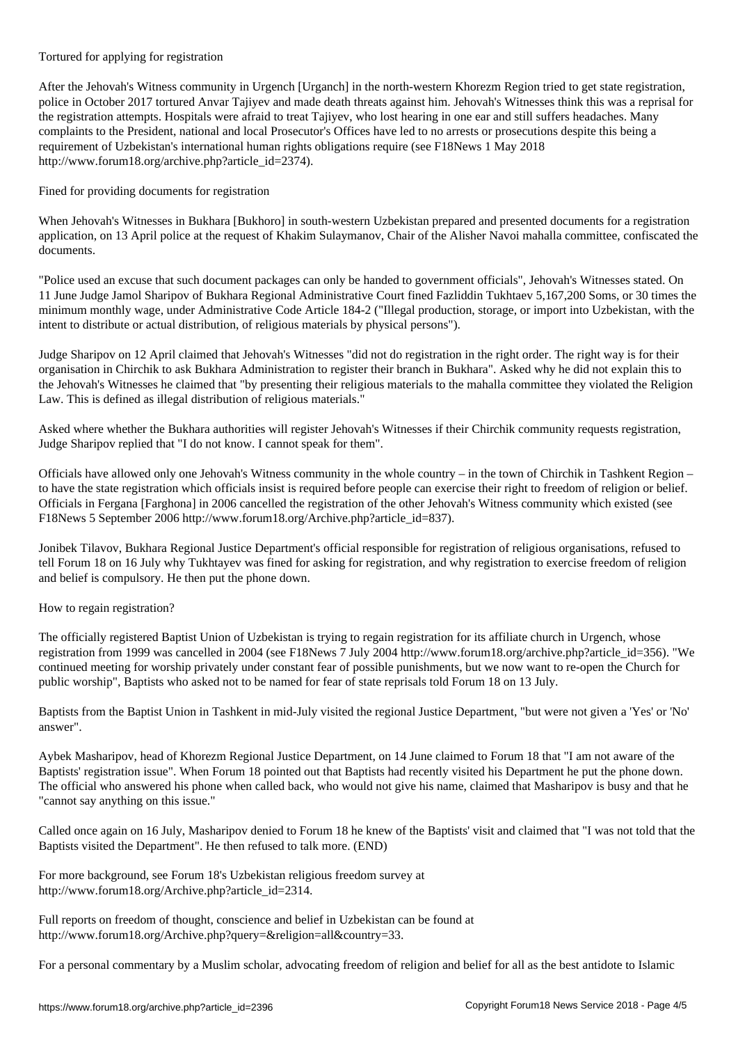Tortured for applying for registration

After the Jehovah's Witness community in Urgench [Urganch] in the north-western Khorezm Region tried to get state registration, police in October 2017 tortured Anvar Tajiyev and made death threats against him. Jehovah's Witnesses think this was a reprisal for the registration attempts. Hospitals were afraid to treat Tajiyev, who lost hearing in one ear and still suffers headaches. Many complaints to the President, national and local Prosecutor's Offices have led to no arrests or prosecutions despite this being a requirement of Uzbekistan's international human rights obligations require (see F18News 1 May 2018 http://www.forum18.org/archive.php?article_id=2374).

Fined for providing documents for registration

When Jehovah's Witnesses in Bukhara [Bukhoro] in south-western Uzbekistan prepared and presented documents for a registration application, on 13 April police at the request of Khakim Sulaymanov, Chair of the Alisher Navoi mahalla committee, confiscated the documents.

"Police used an excuse that such document packages can only be handed to government officials", Jehovah's Witnesses stated. On 11 June Judge Jamol Sharipov of Bukhara Regional Administrative Court fined Fazliddin Tukhtaev 5,167,200 Soms, or 30 times the minimum monthly wage, under Administrative Code Article 184-2 ("Illegal production, storage, or import into Uzbekistan, with the intent to distribute or actual distribution, of religious materials by physical persons").

Judge Sharipov on 12 April claimed that Jehovah's Witnesses "did not do registration in the right order. The right way is for their organisation in Chirchik to ask Bukhara Administration to register their branch in Bukhara". Asked why he did not explain this to the Jehovah's Witnesses he claimed that "by presenting their religious materials to the mahalla committee they violated the Religion Law. This is defined as illegal distribution of religious materials."

Asked where whether the Bukhara authorities will register Jehovah's Witnesses if their Chirchik community requests registration, Judge Sharipov replied that "I do not know. I cannot speak for them".

Officials have allowed only one Jehovah's Witness community in the whole country – in the town of Chirchik in Tashkent Region – to have the state registration which officials insist is required before people can exercise their right to freedom of religion or belief. Officials in Fergana [Farghona] in 2006 cancelled the registration of the other Jehovah's Witness community which existed (see F18News 5 September 2006 http://www.forum18.org/Archive.php?article_id=837).

Jonibek Tilavov, Bukhara Regional Justice Department's official responsible for registration of religious organisations, refused to tell Forum 18 on 16 July why Tukhtayev was fined for asking for registration, and why registration to exercise freedom of religion and belief is compulsory. He then put the phone down.

How to regain registration?

The officially registered Baptist Union of Uzbekistan is trying to regain registration for its affiliate church in Urgench, whose registration from 1999 was cancelled in 2004 (see F18News 7 July 2004 http://www.forum18.org/archive.php?article_id=356). "We continued meeting for worship privately under constant fear of possible punishments, but we now want to re-open the Church for public worship", Baptists who asked not to be named for fear of state reprisals told Forum 18 on 13 July.

Baptists from the Baptist Union in Tashkent in mid-July visited the regional Justice Department, "but were not given a 'Yes' or 'No' answer".

Aybek Masharipov, head of Khorezm Regional Justice Department, on 14 June claimed to Forum 18 that "I am not aware of the Baptists' registration issue". When Forum 18 pointed out that Baptists had recently visited his Department he put the phone down. The official who answered his phone when called back, who would not give his name, claimed that Masharipov is busy and that he "cannot say anything on this issue."

Called once again on 16 July, Masharipov denied to Forum 18 he knew of the Baptists' visit and claimed that "I was not told that the Baptists visited the Department". He then refused to talk more. (END)

For more background, see Forum 18's Uzbekistan religious freedom survey at http://www.forum18.org/Archive.php?article_id=2314.

Full reports on freedom of thought, conscience and belief in Uzbekistan can be found at http://www.forum18.org/Archive.php?query=&religion=all&country=33.

For a personal commentary by a Muslim scholar, advocating freedom of religion and belief for all as the best antidote to Islamic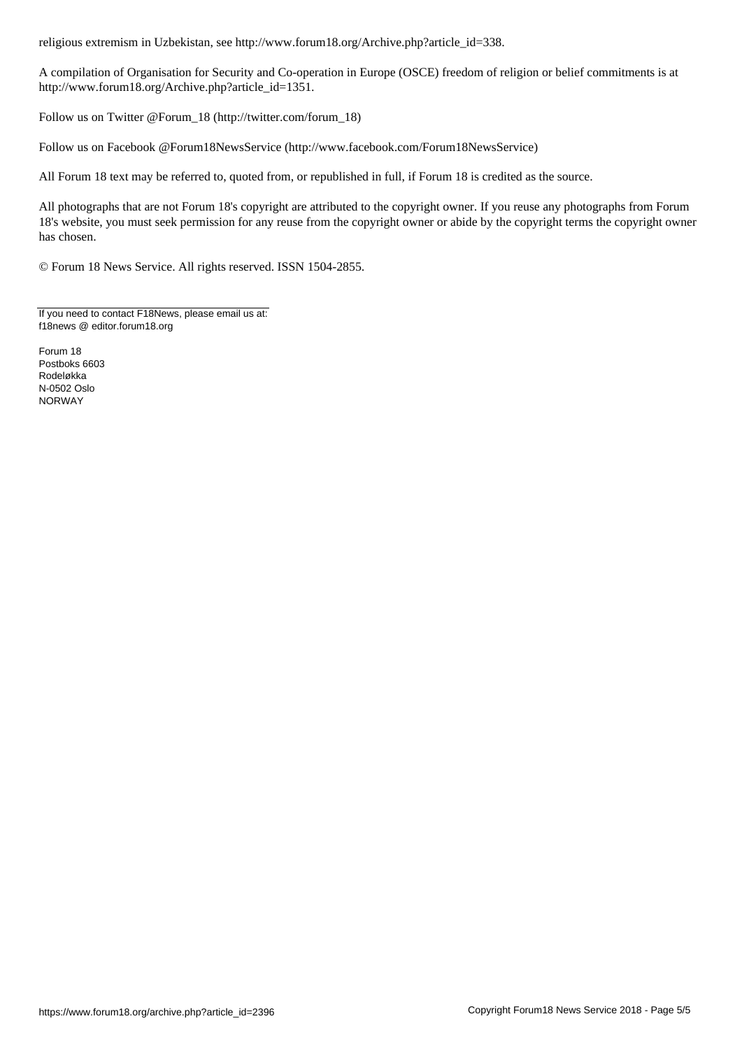religious extremism in Uzbekistan, see http://www.forum18.org/Archive.php?article_id=338.

A compilation of Organisation for Security and Co-operation in Europe (OSCE) freedom of religion or belief commitments is at http://www.forum18.org/Archive.php?article_id=1351.

Follow us on Twitter @Forum_18 (http://twitter.com/forum_18)

Follow us on Facebook @Forum18NewsService (http://www.facebook.com/Forum18NewsService)

All Forum 18 text may be referred to, quoted from, or republished in full, if Forum 18 is credited as the source.

All photographs that are not Forum 18's copyright are attributed to the copyright owner. If you reuse any photographs from Forum 18's website, you must seek permission for any reuse from the copyright owner or abide by the copyright terms the copyright owner has chosen.

© Forum 18 News Service. All rights reserved. ISSN 1504-2855.

---

If you need to contact F18News, please email us at:
f18news @ editor.forum18.org

Forum 18
Postboks 6603
Rodeløkka
N-0502 Oslo
NORWAY